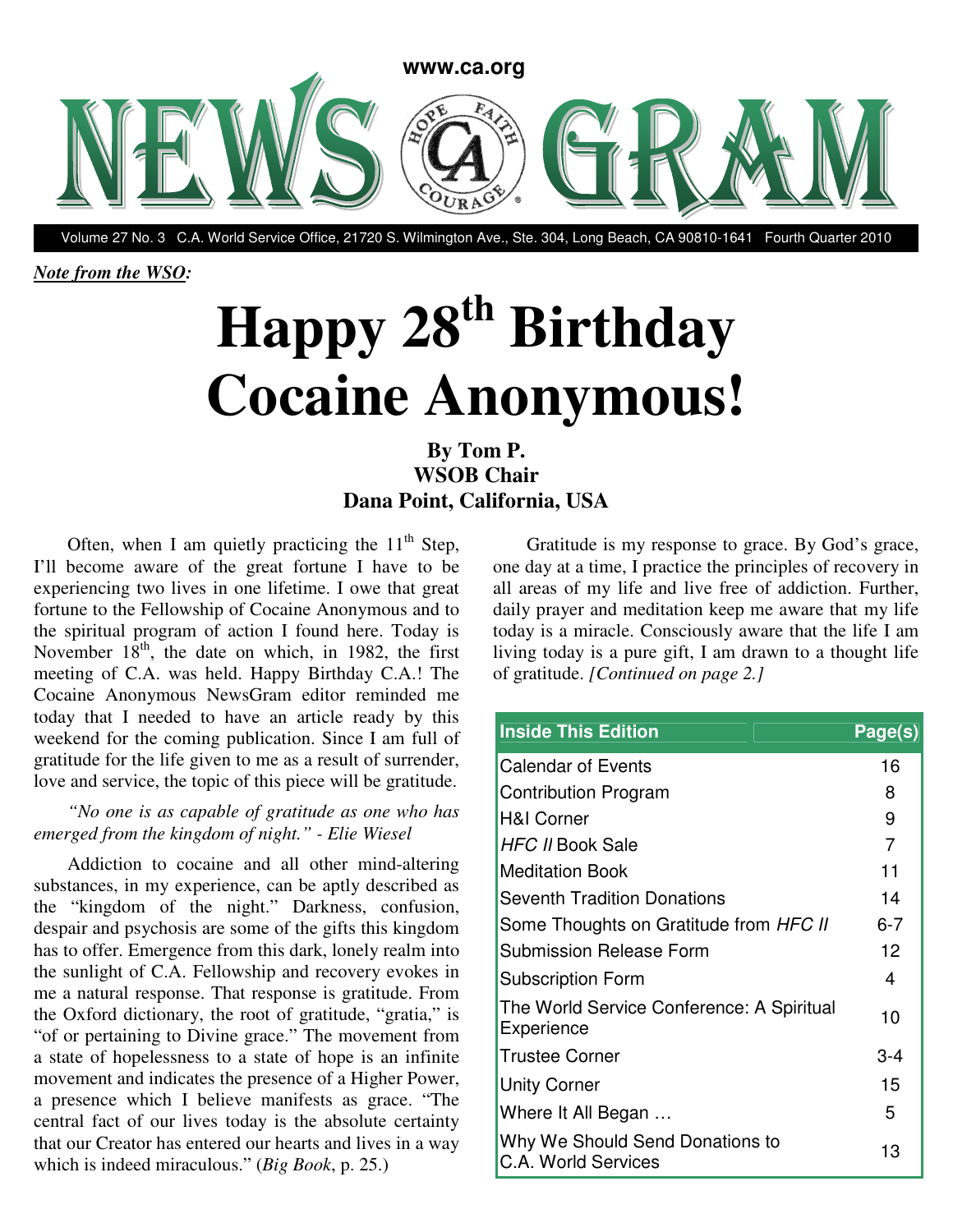www.ca.org

# NEWS GRAM

Volume 27 No. 3 C.A. World Service Office, 21720 S. Wilmington Ave., Ste. 304, Long Beach, CA 90810-1641 Fourth Quarter 2010

***Note from the WSO*:**

# Happy 28th Birthday Cocaine Anonymous!

**By Tom P.**
**WSOB Chair**
**Dana Point, California, USA**

Often, when I am quietly practicing the 11th Step, I'll become aware of the great fortune I have to be experiencing two lives in one lifetime. I owe that great fortune to the Fellowship of Cocaine Anonymous and to the spiritual program of action I found here. Today is November 18th, the date on which, in 1982, the first meeting of C.A. was held. Happy Birthday C.A.! The Cocaine Anonymous NewsGram editor reminded me today that I needed to have an article ready by this weekend for the coming publication. Since I am full of gratitude for the life given to me as a result of surrender, love and service, the topic of this piece will be gratitude.

*"No one is as capable of gratitude as one who has emerged from the kingdom of night." - Elie Wiesel*

Addiction to cocaine and all other mind-altering substances, in my experience, can be aptly described as the "kingdom of the night." Darkness, confusion, despair and psychosis are some of the gifts this kingdom has to offer. Emergence from this dark, lonely realm into the sunlight of C.A. Fellowship and recovery evokes in me a natural response. That response is gratitude. From the Oxford dictionary, the root of gratitude, "gratia," is "of or pertaining to Divine grace." The movement from a state of hopelessness to a state of hope is an infinite movement and indicates the presence of a Higher Power, a presence which I believe manifests as grace. "The central fact of our lives today is the absolute certainty that our Creator has entered our hearts and lives in a way which is indeed miraculous." (*Big Book*, p. 25.)

Gratitude is my response to grace. By God's grace, one day at a time, I practice the principles of recovery in all areas of my life and live free of addiction. Further, daily prayer and meditation keep me aware that my life today is a miracle. Consciously aware that the life I am living today is a pure gift, I am drawn to a thought life of gratitude. *[Continued on page 2.]*

| Inside This Edition | Page(s) |
|---|---|
| Calendar of Events | 16 |
| Contribution Program | 8 |
| H&I Corner | 9 |
| *HFC II* Book Sale | 7 |
| Meditation Book | 11 |
| Seventh Tradition Donations | 14 |
| Some Thoughts on Gratitude from *HFC II* | 6-7 |
| Submission Release Form | 12 |
| Subscription Form | 4 |
| The World Service Conference: A Spiritual Experience | 10 |
| Trustee Corner | 3-4 |
| Unity Corner | 15 |
| Where It All Began … | 5 |
| Why We Should Send Donations to C.A. World Services | 13 |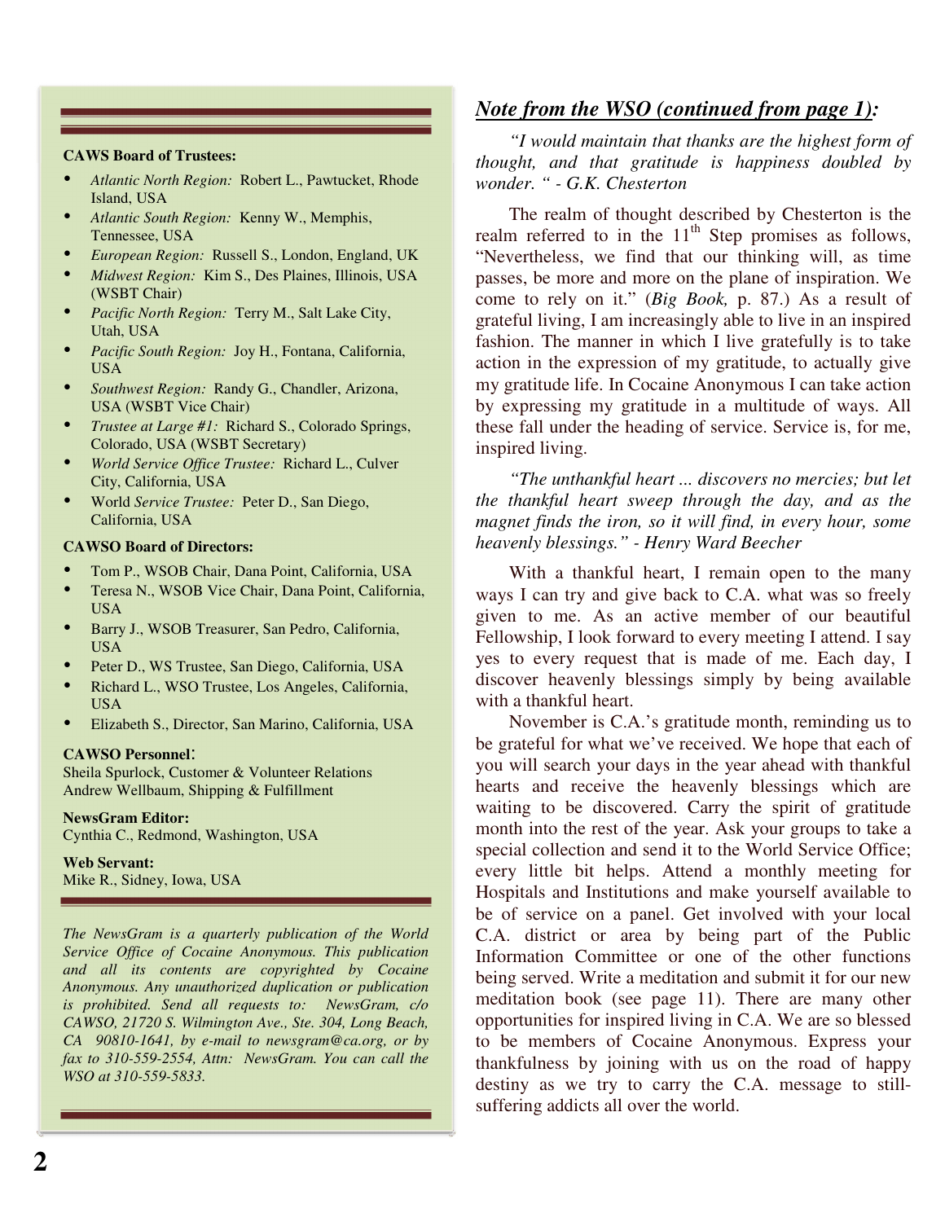**CAWS Board of Trustees:**

- *Atlantic North Region:* Robert L., Pawtucket, Rhode Island, USA
- *Atlantic South Region:* Kenny W., Memphis, Tennessee, USA
- *European Region:* Russell S., London, England, UK
- *Midwest Region:* Kim S., Des Plaines, Illinois, USA (WSBT Chair)
- *Pacific North Region:* Terry M., Salt Lake City, Utah, USA
- *Pacific South Region:* Joy H., Fontana, California, USA
- *Southwest Region:* Randy G., Chandler, Arizona, USA (WSBT Vice Chair)
- *Trustee at Large #1:* Richard S., Colorado Springs, Colorado, USA (WSBT Secretary)
- *World Service Office Trustee:* Richard L., Culver City, California, USA
- World *Service Trustee:* Peter D., San Diego, California, USA

**CAWSO Board of Directors:**

- Tom P., WSOB Chair, Dana Point, California, USA
- Teresa N., WSOB Vice Chair, Dana Point, California, USA
- Barry J., WSOB Treasurer, San Pedro, California, USA
- Peter D., WS Trustee, San Diego, California, USA
- Richard L., WSO Trustee, Los Angeles, California, USA
- Elizabeth S., Director, San Marino, California, USA

**CAWSO Personnel:**
Sheila Spurlock, Customer & Volunteer Relations
Andrew Wellbaum, Shipping & Fulfillment

**NewsGram Editor:**
Cynthia C., Redmond, Washington, USA

**Web Servant:**
Mike R., Sidney, Iowa, USA

*The NewsGram is a quarterly publication of the World Service Office of Cocaine Anonymous. This publication and all its contents are copyrighted by Cocaine Anonymous. Any unauthorized duplication or publication is prohibited. Send all requests to: NewsGram, c/o CAWSO, 21720 S. Wilmington Ave., Ste. 304, Long Beach, CA 90810-1641, by e-mail to newsgram@ca.org, or by fax to 310-559-2554, Attn: NewsGram. You can call the WSO at 310-559-5833.*

## *Note from the WSO (continued from page 1):*

*"I would maintain that thanks are the highest form of thought, and that gratitude is happiness doubled by wonder. " - G.K. Chesterton*

The realm of thought described by Chesterton is the realm referred to in the 11th Step promises as follows, "Nevertheless, we find that our thinking will, as time passes, be more and more on the plane of inspiration. We come to rely on it." (*Big Book,* p. 87.) As a result of grateful living, I am increasingly able to live in an inspired fashion. The manner in which I live gratefully is to take action in the expression of my gratitude, to actually give my gratitude life. In Cocaine Anonymous I can take action by expressing my gratitude in a multitude of ways. All these fall under the heading of service. Service is, for me, inspired living.

*"The unthankful heart ... discovers no mercies; but let the thankful heart sweep through the day, and as the magnet finds the iron, so it will find, in every hour, some heavenly blessings." - Henry Ward Beecher*

With a thankful heart, I remain open to the many ways I can try and give back to C.A. what was so freely given to me. As an active member of our beautiful Fellowship, I look forward to every meeting I attend. I say yes to every request that is made of me. Each day, I discover heavenly blessings simply by being available with a thankful heart.

November is C.A.'s gratitude month, reminding us to be grateful for what we've received. We hope that each of you will search your days in the year ahead with thankful hearts and receive the heavenly blessings which are waiting to be discovered. Carry the spirit of gratitude month into the rest of the year. Ask your groups to take a special collection and send it to the World Service Office; every little bit helps. Attend a monthly meeting for Hospitals and Institutions and make yourself available to be of service on a panel. Get involved with your local C.A. district or area by being part of the Public Information Committee or one of the other functions being served. Write a meditation and submit it for our new meditation book (see page 11). There are many other opportunities for inspired living in C.A. We are so blessed to be members of Cocaine Anonymous. Express your thankfulness by joining with us on the road of happy destiny as we try to carry the C.A. message to still-suffering addicts all over the world.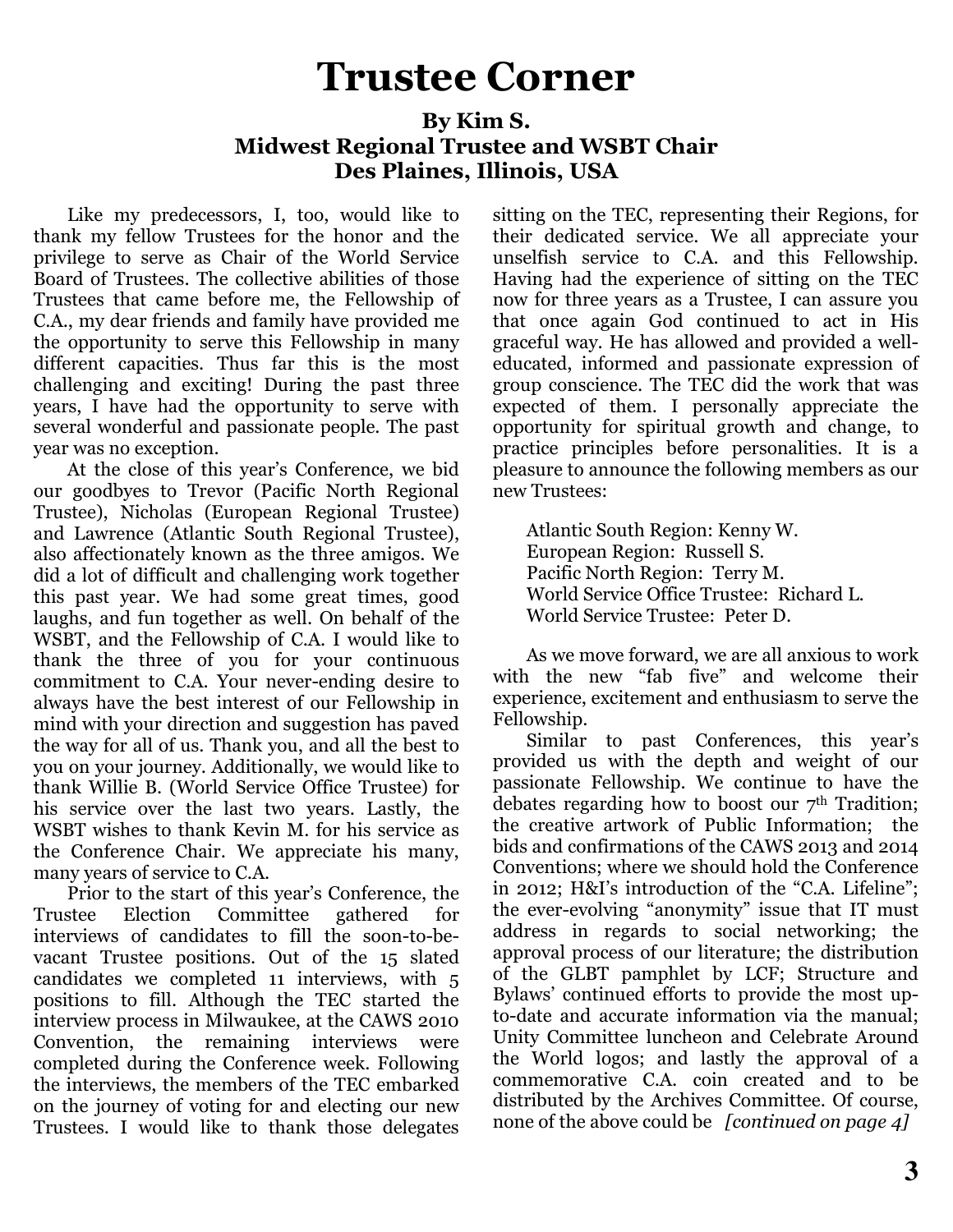# Trustee Corner

### By Kim S.
### Midwest Regional Trustee and WSBT Chair
### Des Plaines, Illinois, USA

Like my predecessors, I, too, would like to thank my fellow Trustees for the honor and the privilege to serve as Chair of the World Service Board of Trustees. The collective abilities of those Trustees that came before me, the Fellowship of C.A., my dear friends and family have provided me the opportunity to serve this Fellowship in many different capacities. Thus far this is the most challenging and exciting! During the past three years, I have had the opportunity to serve with several wonderful and passionate people. The past year was no exception.

At the close of this year's Conference, we bid our goodbyes to Trevor (Pacific North Regional Trustee), Nicholas (European Regional Trustee) and Lawrence (Atlantic South Regional Trustee), also affectionately known as the three amigos. We did a lot of difficult and challenging work together this past year. We had some great times, good laughs, and fun together as well. On behalf of the WSBT, and the Fellowship of C.A. I would like to thank the three of you for your continuous commitment to C.A. Your never-ending desire to always have the best interest of our Fellowship in mind with your direction and suggestion has paved the way for all of us. Thank you, and all the best to you on your journey. Additionally, we would like to thank Willie B. (World Service Office Trustee) for his service over the last two years. Lastly, the WSBT wishes to thank Kevin M. for his service as the Conference Chair. We appreciate his many, many years of service to C.A.

Prior to the start of this year's Conference, the Trustee Election Committee gathered for interviews of candidates to fill the soon-to-be-vacant Trustee positions. Out of the 15 slated candidates we completed 11 interviews, with 5 positions to fill. Although the TEC started the interview process in Milwaukee, at the CAWS 2010 Convention, the remaining interviews were completed during the Conference week. Following the interviews, the members of the TEC embarked on the journey of voting for and electing our new Trustees. I would like to thank those delegates sitting on the TEC, representing their Regions, for their dedicated service. We all appreciate your unselfish service to C.A. and this Fellowship. Having had the experience of sitting on the TEC now for three years as a Trustee, I can assure you that once again God continued to act in His graceful way. He has allowed and provided a well-educated, informed and passionate expression of group conscience. The TEC did the work that was expected of them. I personally appreciate the opportunity for spiritual growth and change, to practice principles before personalities. It is a pleasure to announce the following members as our new Trustees:

Atlantic South Region: Kenny W.
European Region: Russell S.
Pacific North Region: Terry M.
World Service Office Trustee: Richard L.
World Service Trustee: Peter D.

As we move forward, we are all anxious to work with the new "fab five" and welcome their experience, excitement and enthusiasm to serve the Fellowship.

Similar to past Conferences, this year's provided us with the depth and weight of our passionate Fellowship. We continue to have the debates regarding how to boost our 7th Tradition; the creative artwork of Public Information; the bids and confirmations of the CAWS 2013 and 2014 Conventions; where we should hold the Conference in 2012; H&I's introduction of the "C.A. Lifeline"; the ever-evolving "anonymity" issue that IT must address in regards to social networking; the approval process of our literature; the distribution of the GLBT pamphlet by LCF; Structure and Bylaws' continued efforts to provide the most up-to-date and accurate information via the manual; Unity Committee luncheon and Celebrate Around the World logos; and lastly the approval of a commemorative C.A. coin created and to be distributed by the Archives Committee. Of course, none of the above could be *[continued on page 4]*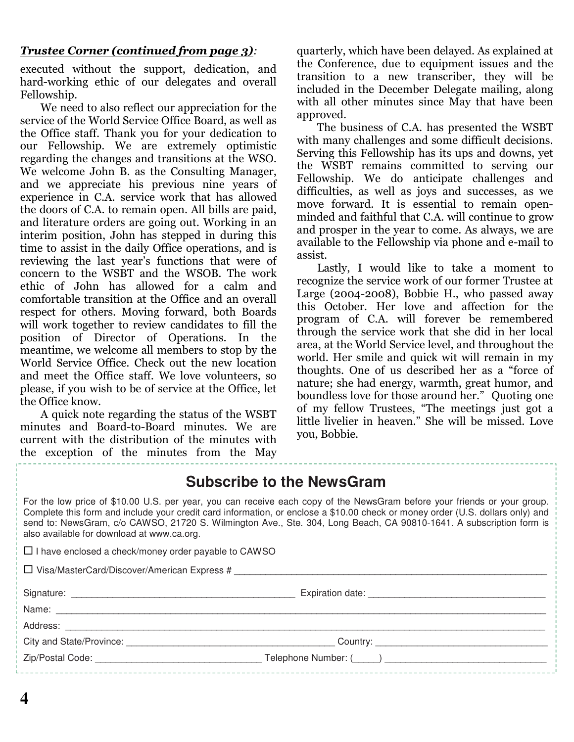***Trustee Corner (continued from page 3)*:**

executed without the support, dedication, and hard-working ethic of our delegates and overall Fellowship.

We need to also reflect our appreciation for the service of the World Service Office Board, as well as the Office staff. Thank you for your dedication to our Fellowship. We are extremely optimistic regarding the changes and transitions at the WSO. We welcome John B. as the Consulting Manager, and we appreciate his previous nine years of experience in C.A. service work that has allowed the doors of C.A. to remain open. All bills are paid, and literature orders are going out. Working in an interim position, John has stepped in during this time to assist in the daily Office operations, and is reviewing the last year's functions that were of concern to the WSBT and the WSOB. The work ethic of John has allowed for a calm and comfortable transition at the Office and an overall respect for others. Moving forward, both Boards will work together to review candidates to fill the position of Director of Operations. In the meantime, we welcome all members to stop by the World Service Office. Check out the new location and meet the Office staff. We love volunteers, so please, if you wish to be of service at the Office, let the Office know.

A quick note regarding the status of the WSBT minutes and Board-to-Board minutes. We are current with the distribution of the minutes with the exception of the minutes from the May quarterly, which have been delayed. As explained at the Conference, due to equipment issues and the transition to a new transcriber, they will be included in the December Delegate mailing, along with all other minutes since May that have been approved.

The business of C.A. has presented the WSBT with many challenges and some difficult decisions. Serving this Fellowship has its ups and downs, yet the WSBT remains committed to serving our Fellowship. We do anticipate challenges and difficulties, as well as joys and successes, as we move forward. It is essential to remain open-minded and faithful that C.A. will continue to grow and prosper in the year to come. As always, we are available to the Fellowship via phone and e-mail to assist.

Lastly, I would like to take a moment to recognize the service work of our former Trustee at Large (2004-2008), Bobbie H., who passed away this October. Her love and affection for the program of C.A. will forever be remembered through the service work that she did in her local area, at the World Service level, and throughout the world. Her smile and quick wit will remain in my thoughts. One of us described her as a "force of nature; she had energy, warmth, great humor, and boundless love for those around her." Quoting one of my fellow Trustees, "The meetings just got a little livelier in heaven." She will be missed. Love you, Bobbie.

## Subscribe to the NewsGram

For the low price of $10.00 U.S. per year, you can receive each copy of the NewsGram before your friends or your group. Complete this form and include your credit card information, or enclose a $10.00 check or money order (U.S. dollars only) and send to: NewsGram, c/o CAWSO, 21720 S. Wilmington Ave., Ste. 304, Long Beach, CA 90810-1641. A subscription form is also available for download at www.ca.org.

☐ I have enclosed a check/money order payable to CAWSO

☐ Visa/MasterCard/Discover/American Express # ____________________

Signature: ____________________ Expiration date: ____________________

Name: ____________________

Address: ____________________

City and State/Province: ____________________ Country: ____________________

Zip/Postal Code: ____________________ Telephone Number: (_____) ____________________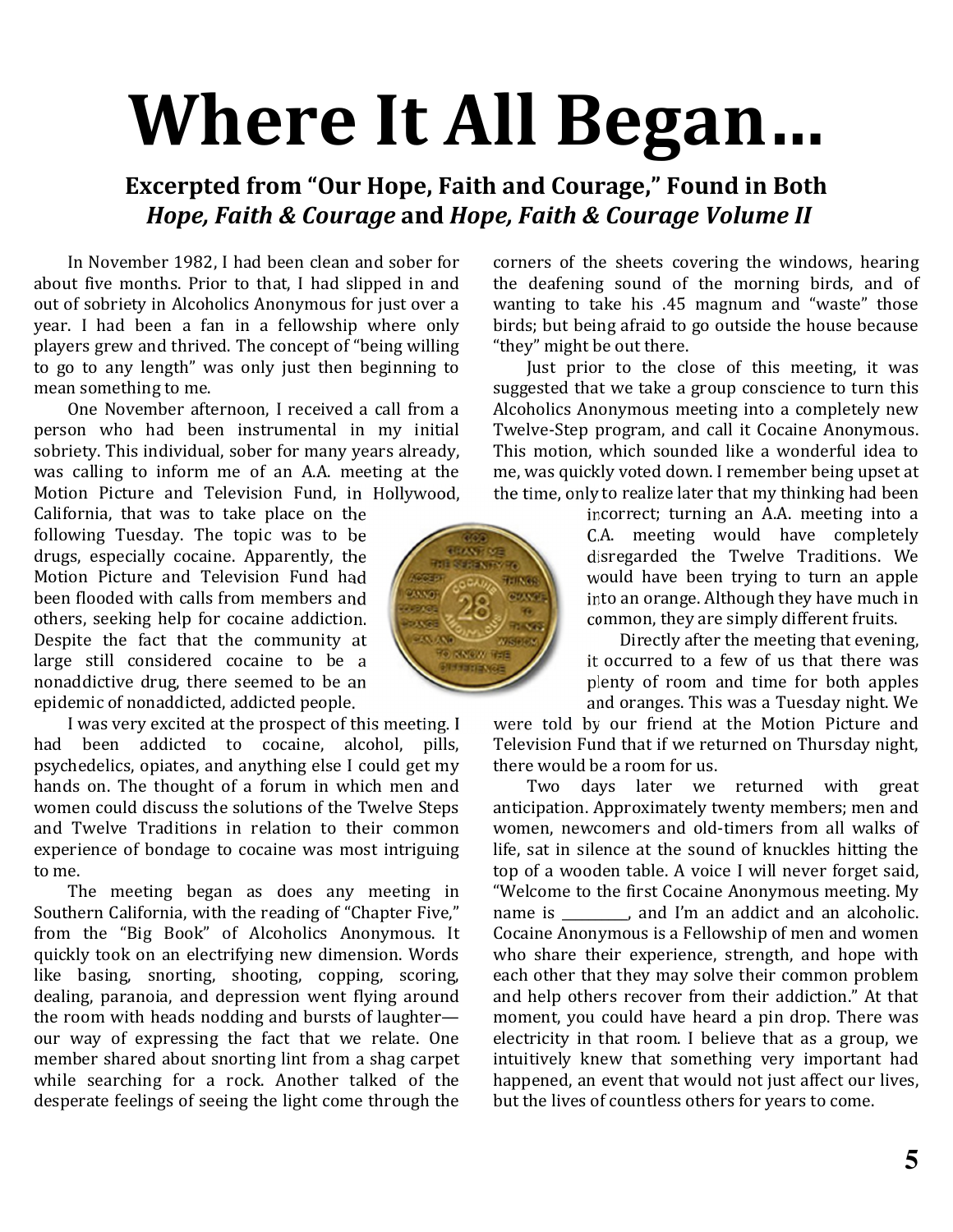# Where It All Began...

### Excerpted from "Our Hope, Faith and Courage," Found in Both *Hope, Faith & Courage* and *Hope, Faith & Courage Volume II*

In November 1982, I had been clean and sober for about five months. Prior to that, I had slipped in and out of sobriety in Alcoholics Anonymous for just over a year. I had been a fan in a fellowship where only players grew and thrived. The concept of "being willing to go to any length" was only just then beginning to mean something to me.

One November afternoon, I received a call from a person who had been instrumental in my initial sobriety. This individual, sober for many years already, was calling to inform me of an A.A. meeting at the Motion Picture and Television Fund, in Hollywood, California, that was to take place on the following Tuesday. The topic was to be drugs, especially cocaine. Apparently, the Motion Picture and Television Fund had been flooded with calls from members and others, seeking help for cocaine addiction. Despite the fact that the community at large still considered cocaine to be a nonaddictive drug, there seemed to be an epidemic of nonaddicted, addicted people.

I was very excited at the prospect of this meeting. I had been addicted to cocaine, alcohol, pills, psychedelics, opiates, and anything else I could get my hands on. The thought of a forum in which men and women could discuss the solutions of the Twelve Steps and Twelve Traditions in relation to their common experience of bondage to cocaine was most intriguing to me.

The meeting began as does any meeting in Southern California, with the reading of "Chapter Five," from the "Big Book" of Alcoholics Anonymous. It quickly took on an electrifying new dimension. Words like basing, snorting, shooting, copping, scoring, dealing, paranoia, and depression went flying around the room with heads nodding and bursts of laughter—our way of expressing the fact that we relate. One member shared about snorting lint from a shag carpet while searching for a rock. Another talked of the desperate feelings of seeing the light come through the corners of the sheets covering the windows, hearing the deafening sound of the morning birds, and of wanting to take his .45 magnum and "waste" those birds; but being afraid to go outside the house because "they" might be out there.

Just prior to the close of this meeting, it was suggested that we take a group conscience to turn this Alcoholics Anonymous meeting into a completely new Twelve-Step program, and call it Cocaine Anonymous. This motion, which sounded like a wonderful idea to me, was quickly voted down. I remember being upset at the time, only to realize later that my thinking had been incorrect; turning an A.A. meeting into a C.A. meeting would have completely disregarded the Twelve Traditions. We would have been trying to turn an apple into an orange. Although they have much in common, they are simply different fruits.

Directly after the meeting that evening, it occurred to a few of us that there was plenty of room and time for both apples and oranges. This was a Tuesday night. We were told by our friend at the Motion Picture and Television Fund that if we returned on Thursday night, there would be a room for us.

Two days later we returned with great anticipation. Approximately twenty members; men and women, newcomers and old-timers from all walks of life, sat in silence at the sound of knuckles hitting the top of a wooden table. A voice I will never forget said, "Welcome to the first Cocaine Anonymous meeting. My name is __________, and I'm an addict and an alcoholic. Cocaine Anonymous is a Fellowship of men and women who share their experience, strength, and hope with each other that they may solve their common problem and help others recover from their addiction." At that moment, you could have heard a pin drop. There was electricity in that room. I believe that as a group, we intuitively knew that something very important had happened, an event that would not just affect our lives, but the lives of countless others for years to come.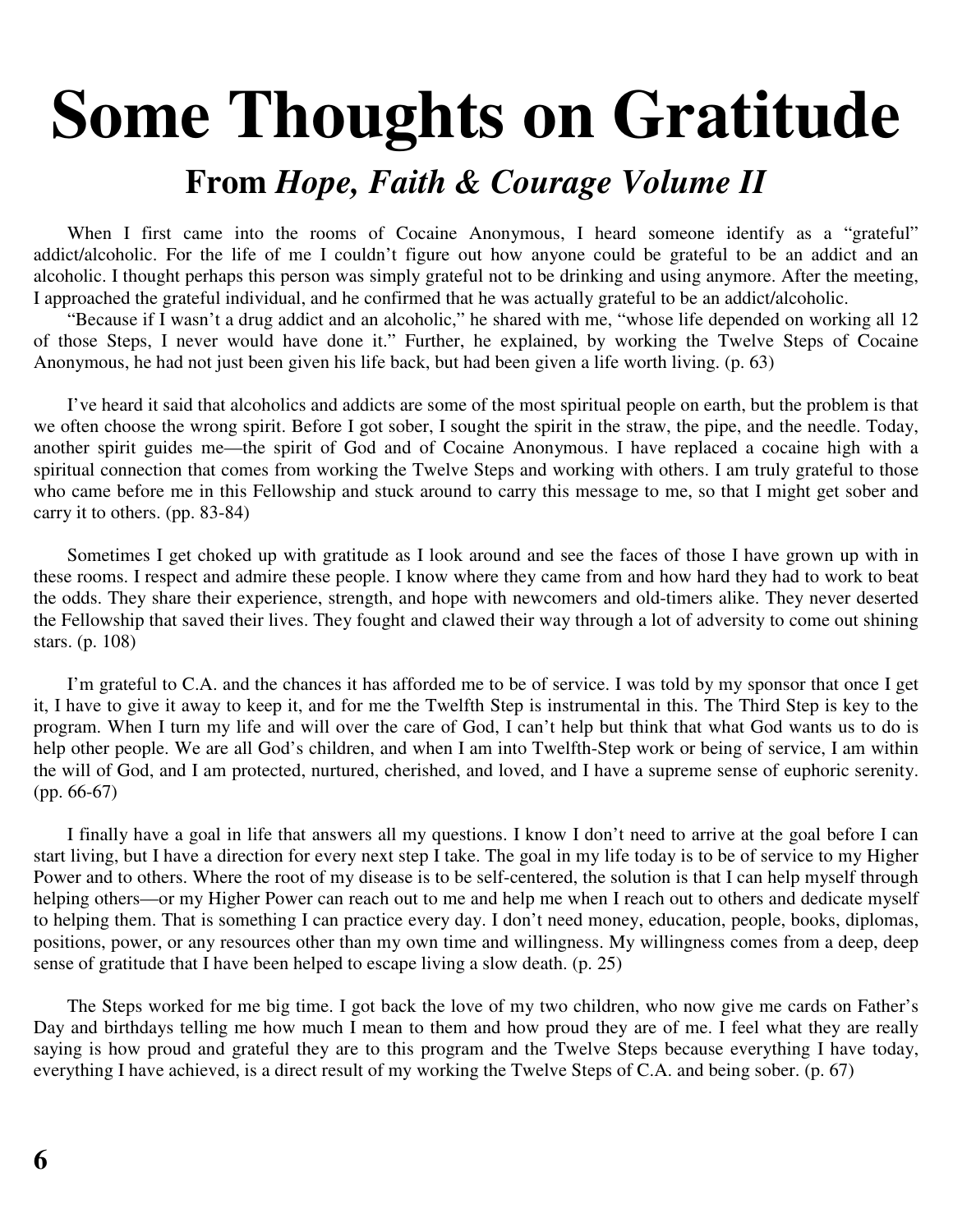# Some Thoughts on Gratitude

## From *Hope, Faith & Courage Volume II*

When I first came into the rooms of Cocaine Anonymous, I heard someone identify as a "grateful" addict/alcoholic. For the life of me I couldn't figure out how anyone could be grateful to be an addict and an alcoholic. I thought perhaps this person was simply grateful not to be drinking and using anymore. After the meeting, I approached the grateful individual, and he confirmed that he was actually grateful to be an addict/alcoholic.

"Because if I wasn't a drug addict and an alcoholic," he shared with me, "whose life depended on working all 12 of those Steps, I never would have done it." Further, he explained, by working the Twelve Steps of Cocaine Anonymous, he had not just been given his life back, but had been given a life worth living. (p. 63)

I've heard it said that alcoholics and addicts are some of the most spiritual people on earth, but the problem is that we often choose the wrong spirit. Before I got sober, I sought the spirit in the straw, the pipe, and the needle. Today, another spirit guides me—the spirit of God and of Cocaine Anonymous. I have replaced a cocaine high with a spiritual connection that comes from working the Twelve Steps and working with others. I am truly grateful to those who came before me in this Fellowship and stuck around to carry this message to me, so that I might get sober and carry it to others. (pp. 83-84)

Sometimes I get choked up with gratitude as I look around and see the faces of those I have grown up with in these rooms. I respect and admire these people. I know where they came from and how hard they had to work to beat the odds. They share their experience, strength, and hope with newcomers and old-timers alike. They never deserted the Fellowship that saved their lives. They fought and clawed their way through a lot of adversity to come out shining stars. (p. 108)

I'm grateful to C.A. and the chances it has afforded me to be of service. I was told by my sponsor that once I get it, I have to give it away to keep it, and for me the Twelfth Step is instrumental in this. The Third Step is key to the program. When I turn my life and will over the care of God, I can't help but think that what God wants us to do is help other people. We are all God's children, and when I am into Twelfth-Step work or being of service, I am within the will of God, and I am protected, nurtured, cherished, and loved, and I have a supreme sense of euphoric serenity. (pp. 66-67)

I finally have a goal in life that answers all my questions. I know I don't need to arrive at the goal before I can start living, but I have a direction for every next step I take. The goal in my life today is to be of service to my Higher Power and to others. Where the root of my disease is to be self-centered, the solution is that I can help myself through helping others—or my Higher Power can reach out to me and help me when I reach out to others and dedicate myself to helping them. That is something I can practice every day. I don't need money, education, people, books, diplomas, positions, power, or any resources other than my own time and willingness. My willingness comes from a deep, deep sense of gratitude that I have been helped to escape living a slow death. (p. 25)

The Steps worked for me big time. I got back the love of my two children, who now give me cards on Father's Day and birthdays telling me how much I mean to them and how proud they are of me. I feel what they are really saying is how proud and grateful they are to this program and the Twelve Steps because everything I have today, everything I have achieved, is a direct result of my working the Twelve Steps of C.A. and being sober. (p. 67)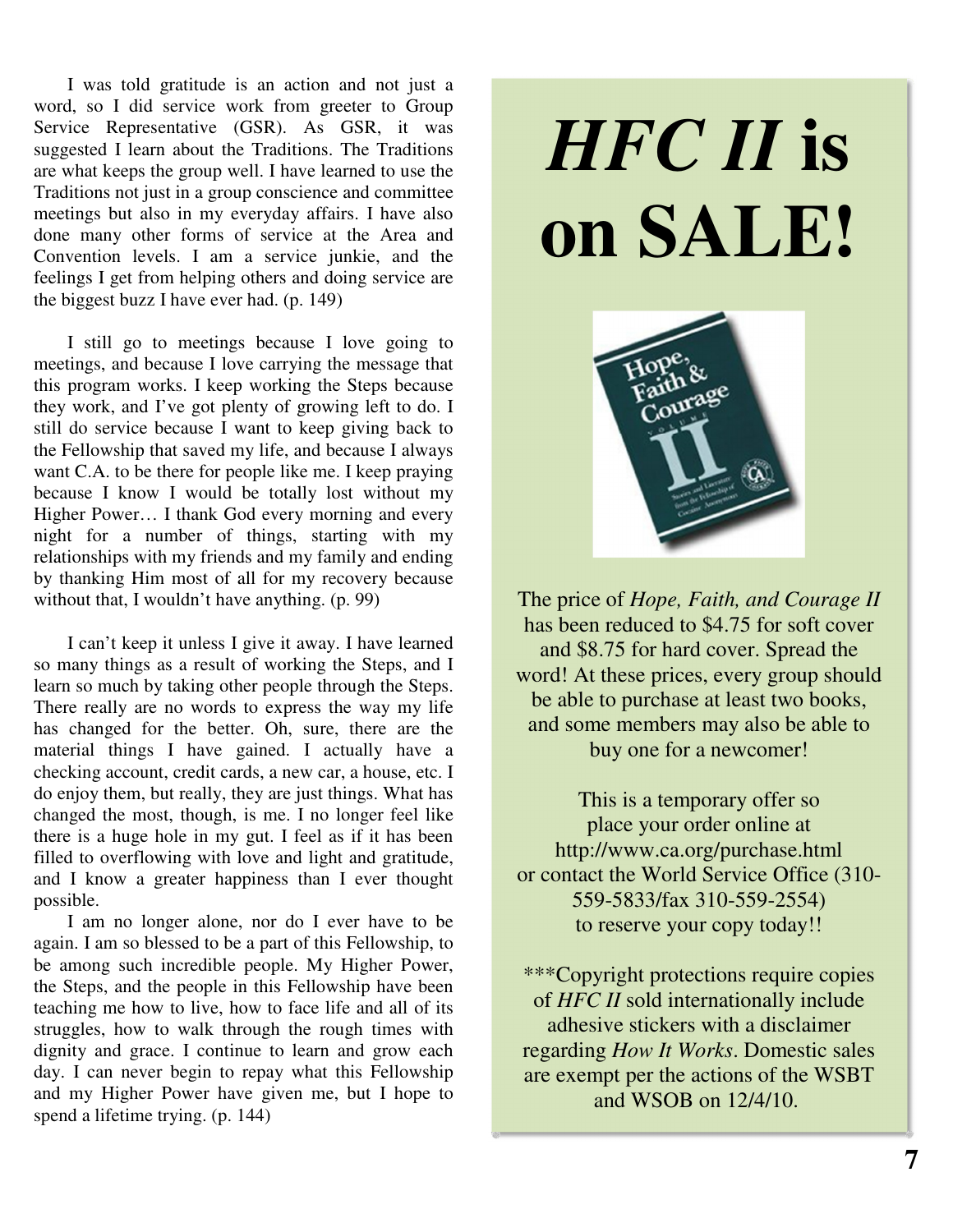I was told gratitude is an action and not just a word, so I did service work from greeter to Group Service Representative (GSR). As GSR, it was suggested I learn about the Traditions. The Traditions are what keeps the group well. I have learned to use the Traditions not just in a group conscience and committee meetings but also in my everyday affairs. I have also done many other forms of service at the Area and Convention levels. I am a service junkie, and the feelings I get from helping others and doing service are the biggest buzz I have ever had. (p. 149)

I still go to meetings because I love going to meetings, and because I love carrying the message that this program works. I keep working the Steps because they work, and I've got plenty of growing left to do. I still do service because I want to keep giving back to the Fellowship that saved my life, and because I always want C.A. to be there for people like me. I keep praying because I know I would be totally lost without my Higher Power… I thank God every morning and every night for a number of things, starting with my relationships with my friends and my family and ending by thanking Him most of all for my recovery because without that, I wouldn't have anything. (p. 99)

I can't keep it unless I give it away. I have learned so many things as a result of working the Steps, and I learn so much by taking other people through the Steps. There really are no words to express the way my life has changed for the better. Oh, sure, there are the material things I have gained. I actually have a checking account, credit cards, a new car, a house, etc. I do enjoy them, but really, they are just things. What has changed the most, though, is me. I no longer feel like there is a huge hole in my gut. I feel as if it has been filled to overflowing with love and light and gratitude, and I know a greater happiness than I ever thought possible.

I am no longer alone, nor do I ever have to be again. I am so blessed to be a part of this Fellowship, to be among such incredible people. My Higher Power, the Steps, and the people in this Fellowship have been teaching me how to live, how to face life and all of its struggles, how to walk through the rough times with dignity and grace. I continue to learn and grow each day. I can never begin to repay what this Fellowship and my Higher Power have given me, but I hope to spend a lifetime trying. (p. 144)

# *HFC II* is on SALE!

The price of *Hope, Faith, and Courage II* has been reduced to $4.75 for soft cover and $8.75 for hard cover. Spread the word! At these prices, every group should be able to purchase at least two books, and some members may also be able to buy one for a newcomer!

This is a temporary offer so place your order online at http://www.ca.org/purchase.html or contact the World Service Office (310-559-5833/fax 310-559-2554) to reserve your copy today!!

***Copyright protections require copies of *HFC II* sold internationally include adhesive stickers with a disclaimer regarding *How It Works*. Domestic sales are exempt per the actions of the WSBT and WSOB on 12/4/10.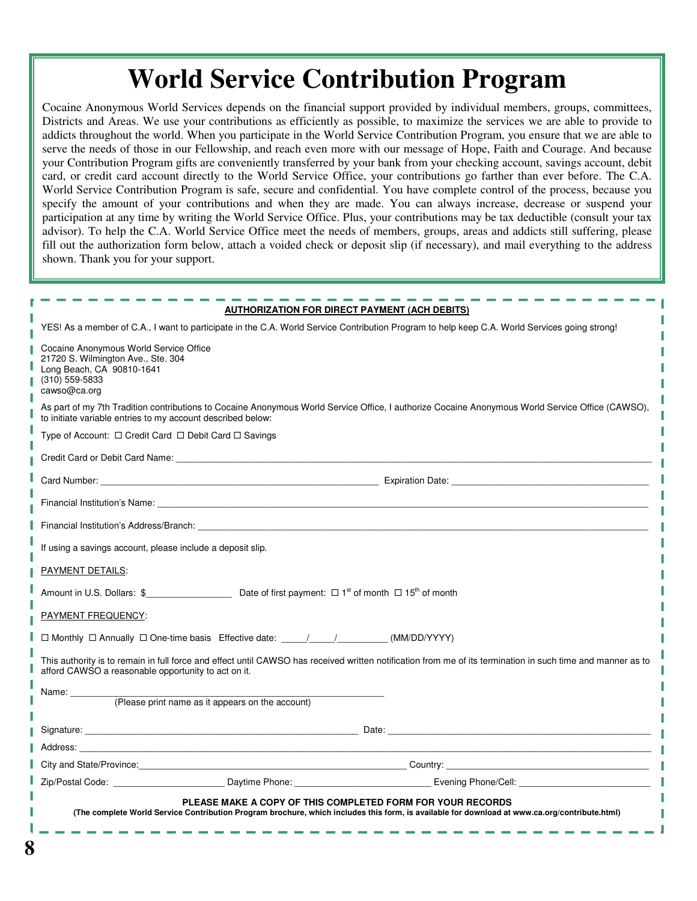# World Service Contribution Program

Cocaine Anonymous World Services depends on the financial support provided by individual members, groups, committees, Districts and Areas. We use your contributions as efficiently as possible, to maximize the services we are able to provide to addicts throughout the world. When you participate in the World Service Contribution Program, you ensure that we are able to serve the needs of those in our Fellowship, and reach even more with our message of Hope, Faith and Courage. And because your Contribution Program gifts are conveniently transferred by your bank from your checking account, savings account, debit card, or credit card account directly to the World Service Office, your contributions go farther than ever before. The C.A. World Service Contribution Program is safe, secure and confidential. You have complete control of the process, because you specify the amount of your contributions and when they are made. You can always increase, decrease or suspend your participation at any time by writing the World Service Office. Plus, your contributions may be tax deductible (consult your tax advisor). To help the C.A. World Service Office meet the needs of members, groups, areas and addicts still suffering, please fill out the authorization form below, attach a voided check or deposit slip (if necessary), and mail everything to the address shown. Thank you for your support.

---

**AUTHORIZATION FOR DIRECT PAYMENT (ACH DEBITS)**

YES! As a member of C.A., I want to participate in the C.A. World Service Contribution Program to help keep C.A. World Services going strong!

Cocaine Anonymous World Service Office
21720 S. Wilmington Ave., Ste. 304
Long Beach, CA 90810-1641
(310) 559-5833
cawso@ca.org

As part of my 7th Tradition contributions to Cocaine Anonymous World Service Office, I authorize Cocaine Anonymous World Service Office (CAWSO), to initiate variable entries to my account described below:

Type of Account: ☐ Credit Card ☐ Debit Card ☐ Savings

Credit Card or Debit Card Name: ____________________________________________

Card Number: ______________________________ Expiration Date: ______________________

Financial Institution's Name: ____________________________________________

Financial Institution's Address/Branch: ____________________________________________

If using a savings account, please include a deposit slip.

PAYMENT DETAILS:

Amount in U.S. Dollars: $________________ Date of first payment: ☐ 1st of month ☐ 15th of month

PAYMENT FREQUENCY:

☐ Monthly ☐ Annually ☐ One-time basis Effective date: _____/_____/__________ (MM/DD/YYYY)

This authority is to remain in full force and effect until CAWSO has received written notification from me of its termination in such time and manner as to afford CAWSO a reasonable opportunity to act on it.

Name: ______________________________________________
(Please print name as it appears on the account)

Signature: ______________________________ Date: ______________________________

Address: ____________________________________________

City and State/Province: ______________________________ Country: ______________________

Zip/Postal Code: ______________ Daytime Phone: ______________ Evening Phone/Cell: ______________

**PLEASE MAKE A COPY OF THIS COMPLETED FORM FOR YOUR RECORDS**

**(The complete World Service Contribution Program brochure, which includes this form, is available for download at www.ca.org/contribute.html)**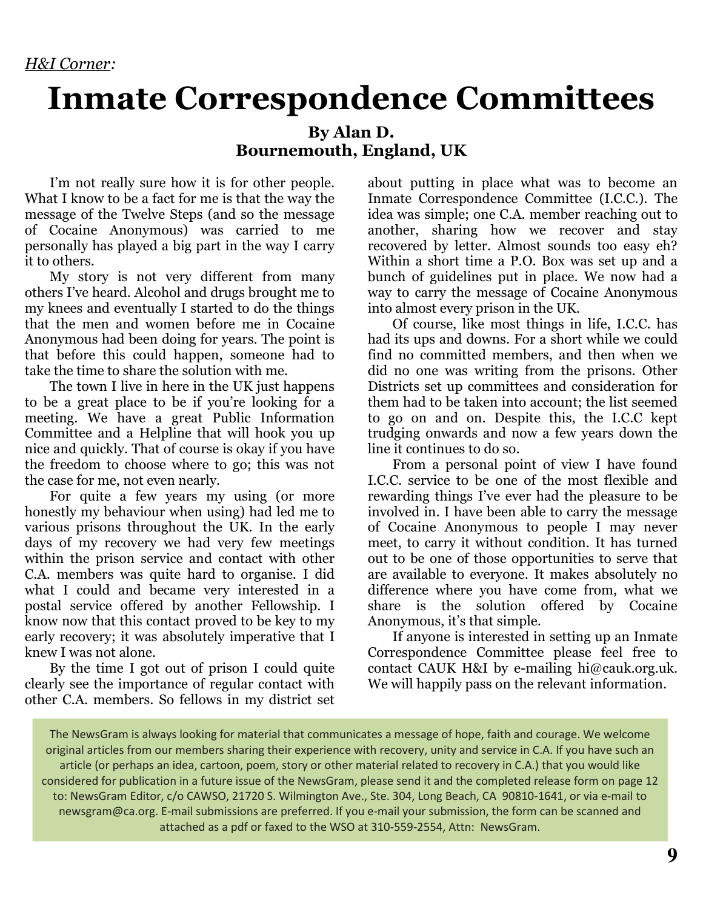*H&I Corner:*

# Inmate Correspondence Committees

**By Alan D.**
**Bournemouth, England, UK**

I'm not really sure how it is for other people. What I know to be a fact for me is that the way the message of the Twelve Steps (and so the message of Cocaine Anonymous) was carried to me personally has played a big part in the way I carry it to others.

My story is not very different from many others I've heard. Alcohol and drugs brought me to my knees and eventually I started to do the things that the men and women before me in Cocaine Anonymous had been doing for years. The point is that before this could happen, someone had to take the time to share the solution with me.

The town I live in here in the UK just happens to be a great place to be if you're looking for a meeting. We have a great Public Information Committee and a Helpline that will hook you up nice and quickly. That of course is okay if you have the freedom to choose where to go; this was not the case for me, not even nearly.

For quite a few years my using (or more honestly my behaviour when using) had led me to various prisons throughout the UK. In the early days of my recovery we had very few meetings within the prison service and contact with other C.A. members was quite hard to organise. I did what I could and became very interested in a postal service offered by another Fellowship. I know now that this contact proved to be key to my early recovery; it was absolutely imperative that I knew I was not alone.

By the time I got out of prison I could quite clearly see the importance of regular contact with other C.A. members. So fellows in my district set about putting in place what was to become an Inmate Correspondence Committee (I.C.C.). The idea was simple; one C.A. member reaching out to another, sharing how we recover and stay recovered by letter. Almost sounds too easy eh? Within a short time a P.O. Box was set up and a bunch of guidelines put in place. We now had a way to carry the message of Cocaine Anonymous into almost every prison in the UK.

Of course, like most things in life, I.C.C. has had its ups and downs. For a short while we could find no committed members, and then when we did no one was writing from the prisons. Other Districts set up committees and consideration for them had to be taken into account; the list seemed to go on and on. Despite this, the I.C.C kept trudging onwards and now a few years down the line it continues to do so.

From a personal point of view I have found I.C.C. service to be one of the most flexible and rewarding things I've ever had the pleasure to be involved in. I have been able to carry the message of Cocaine Anonymous to people I may never meet, to carry it without condition. It has turned out to be one of those opportunities to serve that are available to everyone. It makes absolutely no difference where you have come from, what we share is the solution offered by Cocaine Anonymous, it's that simple.

If anyone is interested in setting up an Inmate Correspondence Committee please feel free to contact CAUK H&I by e-mailing hi@cauk.org.uk. We will happily pass on the relevant information.

The NewsGram is always looking for material that communicates a message of hope, faith and courage. We welcome original articles from our members sharing their experience with recovery, unity and service in C.A. If you have such an article (or perhaps an idea, cartoon, poem, story or other material related to recovery in C.A.) that you would like considered for publication in a future issue of the NewsGram, please send it and the completed release form on page 12 to: NewsGram Editor, c/o CAWSO, 21720 S. Wilmington Ave., Ste. 304, Long Beach, CA 90810-1641, or via e-mail to newsgram@ca.org. E-mail submissions are preferred. If you e-mail your submission, the form can be scanned and attached as a pdf or faxed to the WSO at 310-559-2554, Attn: NewsGram.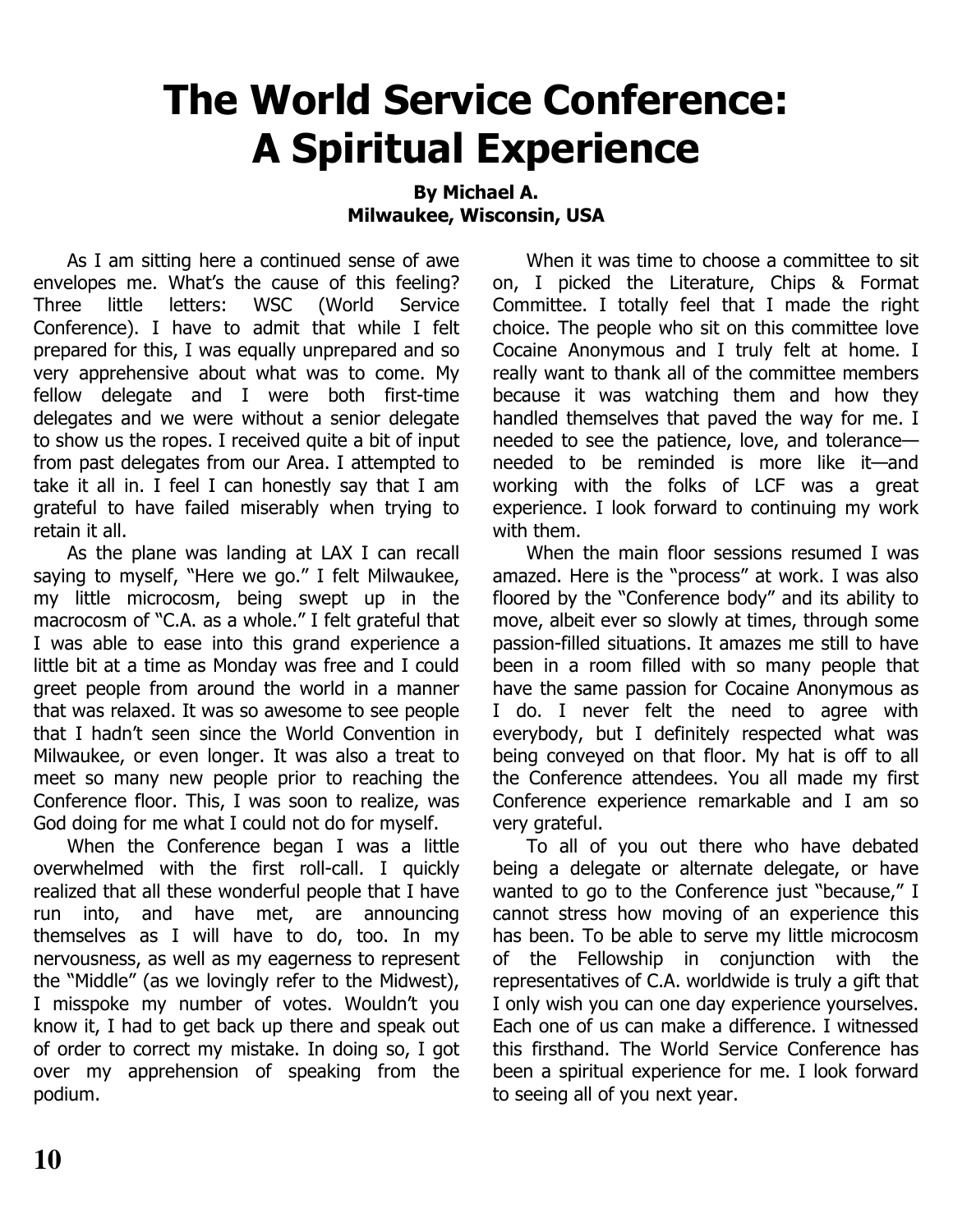# The World Service Conference: A Spiritual Experience

**By Michael A.**
**Milwaukee, Wisconsin, USA**

As I am sitting here a continued sense of awe envelopes me. What's the cause of this feeling? Three little letters: WSC (World Service Conference). I have to admit that while I felt prepared for this, I was equally unprepared and so very apprehensive about what was to come. My fellow delegate and I were both first-time delegates and we were without a senior delegate to show us the ropes. I received quite a bit of input from past delegates from our Area. I attempted to take it all in. I feel I can honestly say that I am grateful to have failed miserably when trying to retain it all.

As the plane was landing at LAX I can recall saying to myself, "Here we go." I felt Milwaukee, my little microcosm, being swept up in the macrocosm of "C.A. as a whole." I felt grateful that I was able to ease into this grand experience a little bit at a time as Monday was free and I could greet people from around the world in a manner that was relaxed. It was so awesome to see people that I hadn't seen since the World Convention in Milwaukee, or even longer. It was also a treat to meet so many new people prior to reaching the Conference floor. This, I was soon to realize, was God doing for me what I could not do for myself.

When the Conference began I was a little overwhelmed with the first roll-call. I quickly realized that all these wonderful people that I have run into, and have met, are announcing themselves as I will have to do, too. In my nervousness, as well as my eagerness to represent the "Middle" (as we lovingly refer to the Midwest), I misspoke my number of votes. Wouldn't you know it, I had to get back up there and speak out of order to correct my mistake. In doing so, I got over my apprehension of speaking from the podium.

When it was time to choose a committee to sit on, I picked the Literature, Chips & Format Committee. I totally feel that I made the right choice. The people who sit on this committee love Cocaine Anonymous and I truly felt at home. I really want to thank all of the committee members because it was watching them and how they handled themselves that paved the way for me. I needed to see the patience, love, and tolerance—needed to be reminded is more like it—and working with the folks of LCF was a great experience. I look forward to continuing my work with them.

When the main floor sessions resumed I was amazed. Here is the "process" at work. I was also floored by the "Conference body" and its ability to move, albeit ever so slowly at times, through some passion-filled situations. It amazes me still to have been in a room filled with so many people that have the same passion for Cocaine Anonymous as I do. I never felt the need to agree with everybody, but I definitely respected what was being conveyed on that floor. My hat is off to all the Conference attendees. You all made my first Conference experience remarkable and I am so very grateful.

To all of you out there who have debated being a delegate or alternate delegate, or have wanted to go to the Conference just "because," I cannot stress how moving of an experience this has been. To be able to serve my little microcosm of the Fellowship in conjunction with the representatives of C.A. worldwide is truly a gift that I only wish you can one day experience yourselves. Each one of us can make a difference. I witnessed this firsthand. The World Service Conference has been a spiritual experience for me. I look forward to seeing all of you next year.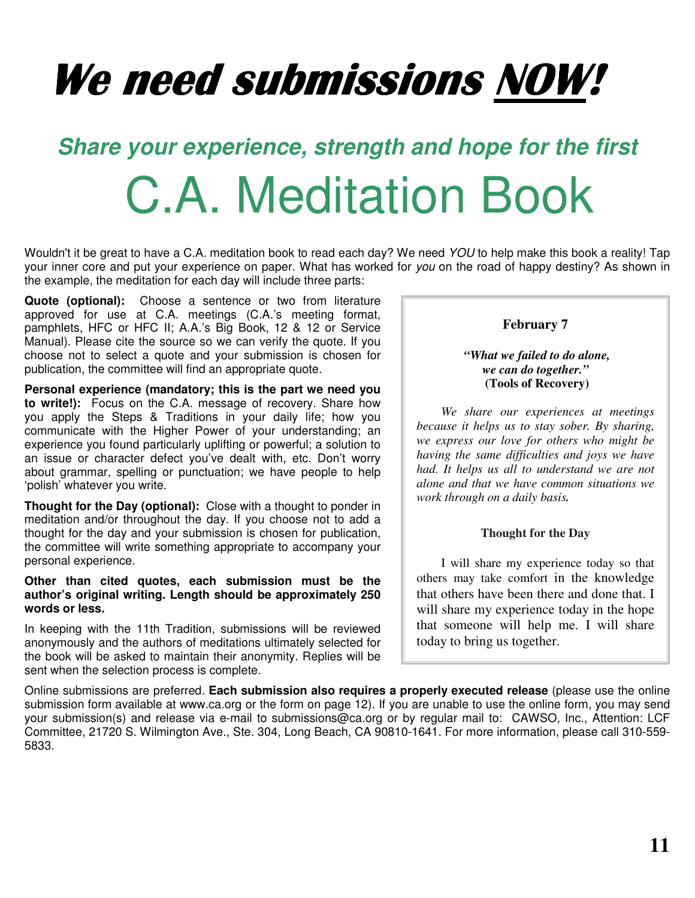# We need submissions NOW!

## *Share your experience, strength and hope for the first*

# C.A. Meditation Book

Wouldn't it be great to have a C.A. meditation book to read each day? We need *YOU* to help make this book a reality! Tap your inner core and put your experience on paper. What has worked for *you* on the road of happy destiny? As shown in the example, the meditation for each day will include three parts:

**Quote (optional):** Choose a sentence or two from literature approved for use at C.A. meetings (C.A.'s meeting format, pamphlets, HFC or HFC II; A.A.'s Big Book, 12 & 12 or Service Manual). Please cite the source so we can verify the quote. If you choose not to select a quote and your submission is chosen for publication, the committee will find an appropriate quote.

**Personal experience (mandatory; this is the part we need you to write!):** Focus on the C.A. message of recovery. Share how you apply the Steps & Traditions in your daily life; how you communicate with the Higher Power of your understanding; an experience you found particularly uplifting or powerful; a solution to an issue or character defect you've dealt with, etc. Don't worry about grammar, spelling or punctuation; we have people to help 'polish' whatever you write.

**Thought for the Day (optional):** Close with a thought to ponder in meditation and/or throughout the day. If you choose not to add a thought for the day and your submission is chosen for publication, the committee will write something appropriate to accompany your personal experience.

**Other than cited quotes, each submission must be the author's original writing. Length should be approximately 250 words or less.**

In keeping with the 11th Tradition, submissions will be reviewed anonymously and the authors of meditations ultimately selected for the book will be asked to maintain their anonymity. Replies will be sent when the selection process is complete.

> **February 7**
>
> ***"What we failed to do alone, we can do together."***
> **(Tools of Recovery)**
>
> *We share our experiences at meetings because it helps us to stay sober. By sharing, we express our love for others who might be having the same difficulties and joys we have had. It helps us all to understand we are not alone and that we have common situations we work through on a daily basis.*
>
> **Thought for the Day**
>
> I will share my experience today so that others may take comfort in the knowledge that others have been there and done that. I will share my experience today in the hope that someone will help me. I will share today to bring us together.

Online submissions are preferred. **Each submission also requires a properly executed release** (please use the online submission form available at www.ca.org or the form on page 12). If you are unable to use the online form, you may send your submission(s) and release via e-mail to submissions@ca.org or by regular mail to: CAWSO, Inc., Attention: LCF Committee, 21720 S. Wilmington Ave., Ste. 304, Long Beach, CA 90810-1641. For more information, please call 310-559-5833.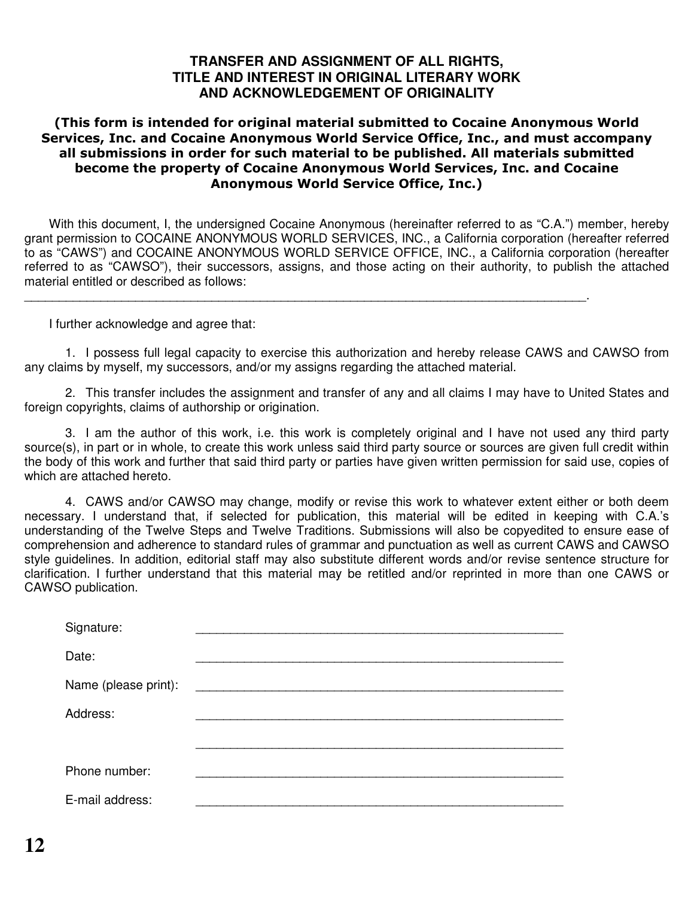# TRANSFER AND ASSIGNMENT OF ALL RIGHTS, TITLE AND INTEREST IN ORIGINAL LITERARY WORK AND ACKNOWLEDGEMENT OF ORIGINALITY

**(This form is intended for original material submitted to Cocaine Anonymous World Services, Inc. and Cocaine Anonymous World Service Office, Inc., and must accompany all submissions in order for such material to be published. All materials submitted become the property of Cocaine Anonymous World Services, Inc. and Cocaine Anonymous World Service Office, Inc.)**

With this document, I, the undersigned Cocaine Anonymous (hereinafter referred to as "C.A.") member, hereby grant permission to COCAINE ANONYMOUS WORLD SERVICES, INC., a California corporation (hereafter referred to as "CAWS") and COCAINE ANONYMOUS WORLD SERVICE OFFICE, INC., a California corporation (hereafter referred to as "CAWSO"), their successors, assigns, and those acting on their authority, to publish the attached material entitled or described as follows:

______________________________________________________________________________.

I further acknowledge and agree that:

1. I possess full legal capacity to exercise this authorization and hereby release CAWS and CAWSO from any claims by myself, my successors, and/or my assigns regarding the attached material.

2. This transfer includes the assignment and transfer of any and all claims I may have to United States and foreign copyrights, claims of authorship or origination.

3. I am the author of this work, i.e. this work is completely original and I have not used any third party source(s), in part or in whole, to create this work unless said third party source or sources are given full credit within the body of this work and further that said third party or parties have given written permission for said use, copies of which are attached hereto.

4. CAWS and/or CAWSO may change, modify or revise this work to whatever extent either or both deem necessary. I understand that, if selected for publication, this material will be edited in keeping with C.A.'s understanding of the Twelve Steps and Twelve Traditions. Submissions will also be copyedited to ensure ease of comprehension and adherence to standard rules of grammar and punctuation as well as current CAWS and CAWSO style guidelines. In addition, editorial staff may also substitute different words and/or revise sentence structure for clarification. I further understand that this material may be retitled and/or reprinted in more than one CAWS or CAWSO publication.

Signature: ____________________________________________

Date: ____________________________________________

Name (please print): ____________________________________________

Address: ____________________________________________

____________________________________________

Phone number: ____________________________________________

E-mail address: ____________________________________________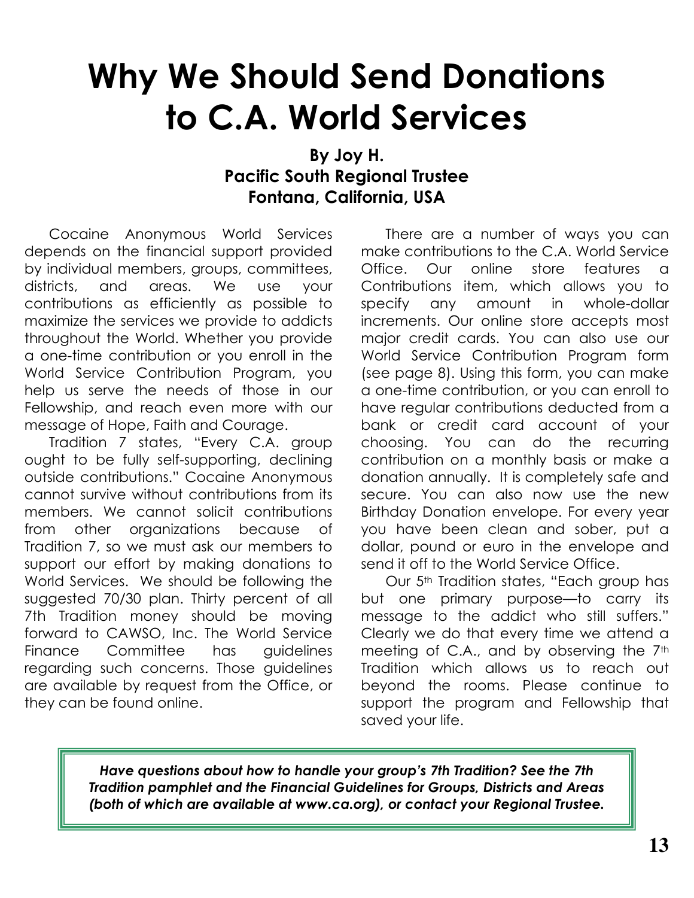# Why We Should Send Donations to C.A. World Services

**By Joy H.**
**Pacific South Regional Trustee**
**Fontana, California, USA**

Cocaine Anonymous World Services depends on the financial support provided by individual members, groups, committees, districts, and areas. We use your contributions as efficiently as possible to maximize the services we provide to addicts throughout the World. Whether you provide a one-time contribution or you enroll in the World Service Contribution Program, you help us serve the needs of those in our Fellowship, and reach even more with our message of Hope, Faith and Courage.

Tradition 7 states, "Every C.A. group ought to be fully self-supporting, declining outside contributions." Cocaine Anonymous cannot survive without contributions from its members. We cannot solicit contributions from other organizations because of Tradition 7, so we must ask our members to support our effort by making donations to World Services. We should be following the suggested 70/30 plan. Thirty percent of all 7th Tradition money should be moving forward to CAWSO, Inc. The World Service Finance Committee has guidelines regarding such concerns. Those guidelines are available by request from the Office, or they can be found online.

There are a number of ways you can make contributions to the C.A. World Service Office. Our online store features a Contributions item, which allows you to specify any amount in whole-dollar increments. Our online store accepts most major credit cards. You can also use our World Service Contribution Program form (see page 8). Using this form, you can make a one-time contribution, or you can enroll to have regular contributions deducted from a bank or credit card account of your choosing. You can do the recurring contribution on a monthly basis or make a donation annually. It is completely safe and secure. You can also now use the new Birthday Donation envelope. For every year you have been clean and sober, put a dollar, pound or euro in the envelope and send it off to the World Service Office.

Our 5th Tradition states, "Each group has but one primary purpose—to carry its message to the addict who still suffers." Clearly we do that every time we attend a meeting of C.A., and by observing the 7th Tradition which allows us to reach out beyond the rooms. Please continue to support the program and Fellowship that saved your life.

***Have questions about how to handle your group's 7th Tradition? See the 7th Tradition pamphlet and the Financial Guidelines for Groups, Districts and Areas (both of which are available at www.ca.org), or contact your Regional Trustee.***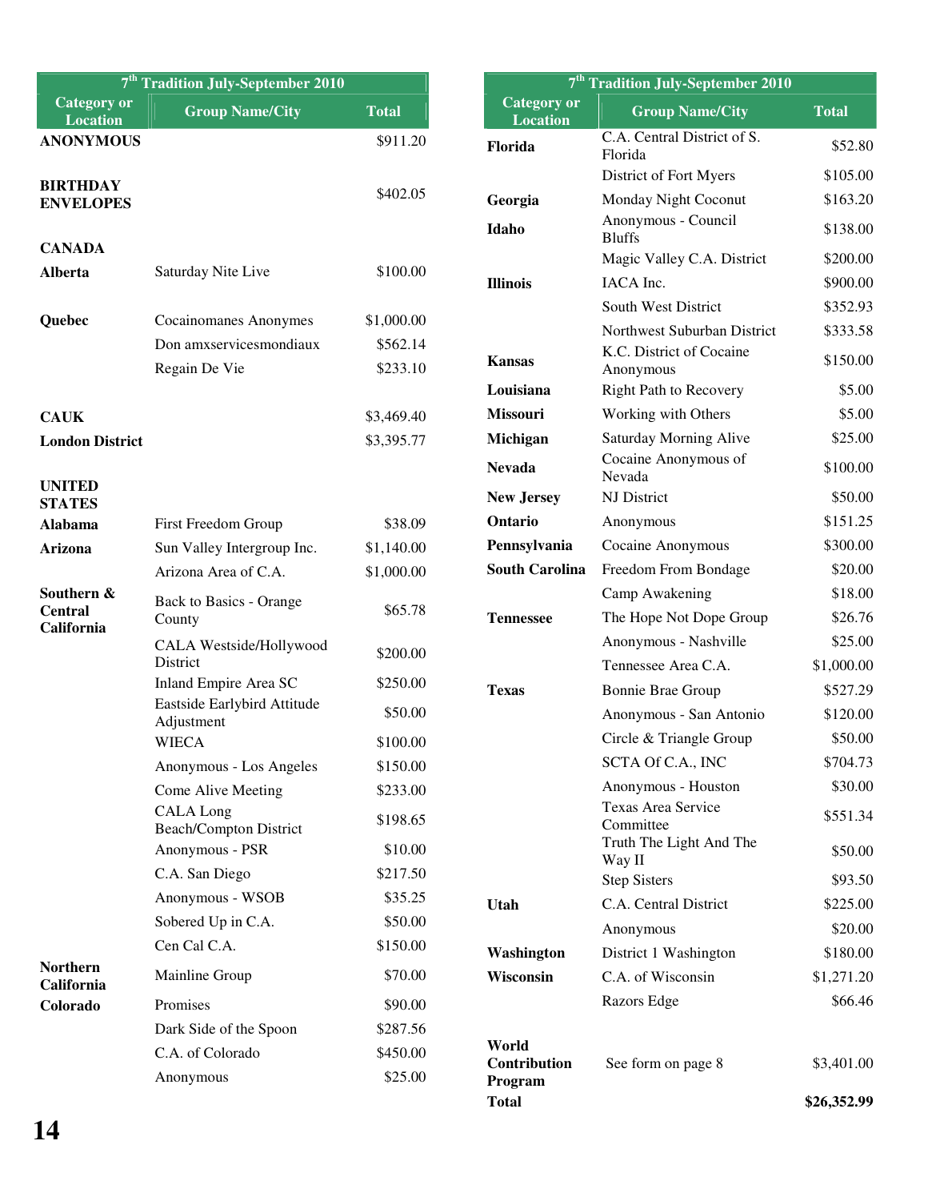| 7th Tradition July-September 2010 | | |
|---|---|---|
| Category or Location | Group Name/City | Total |
| **ANONYMOUS** | | $911.20 |
| **BIRTHDAY ENVELOPES** | | $402.05 |
| **CANADA** | | |
| **Alberta** | Saturday Nite Live | $100.00 |
| **Quebec** | Cocainomanes Anonymes | $1,000.00 |
| | Don amxservicesmondiaux | $562.14 |
| | Regain De Vie | $233.10 |
| **CAUK** | | $3,469.40 |
| **London District** | | $3,395.77 |
| **UNITED STATES** | | |
| **Alabama** | First Freedom Group | $38.09 |
| **Arizona** | Sun Valley Intergroup Inc. | $1,140.00 |
| | Arizona Area of C.A. | $1,000.00 |
| **Southern & Central California** | Back to Basics - Orange County | $65.78 |
| | CALA Westside/Hollywood District | $200.00 |
| | Inland Empire Area SC | $250.00 |
| | Eastside Earlybird Attitude Adjustment | $50.00 |
| | WIECA | $100.00 |
| | Anonymous - Los Angeles | $150.00 |
| | Come Alive Meeting | $233.00 |
| | CALA Long Beach/Compton District | $198.65 |
| | Anonymous - PSR | $10.00 |
| | C.A. San Diego | $217.50 |
| | Anonymous - WSOB | $35.25 |
| | Sobered Up in C.A. | $50.00 |
| | Cen Cal C.A. | $150.00 |
| **Northern California** | Mainline Group | $70.00 |
| **Colorado** | Promises | $90.00 |
| | Dark Side of the Spoon | $287.56 |
| | C.A. of Colorado | $450.00 |
| | Anonymous | $25.00 |

| 7th Tradition July-September 2010 | | |
|---|---|---|
| Category or Location | Group Name/City | Total |
| **Florida** | C.A. Central District of S. Florida | $52.80 |
| | District of Fort Myers | $105.00 |
| **Georgia** | Monday Night Coconut | $163.20 |
| **Idaho** | Anonymous - Council Bluffs | $138.00 |
| | Magic Valley C.A. District | $200.00 |
| **Illinois** | IACA Inc. | $900.00 |
| | South West District | $352.93 |
| | Northwest Suburban District | $333.58 |
| **Kansas** | K.C. District of Cocaine Anonymous | $150.00 |
| **Louisiana** | Right Path to Recovery | $5.00 |
| **Missouri** | Working with Others | $5.00 |
| **Michigan** | Saturday Morning Alive | $25.00 |
| **Nevada** | Cocaine Anonymous of Nevada | $100.00 |
| **New Jersey** | NJ District | $50.00 |
| **Ontario** | Anonymous | $151.25 |
| **Pennsylvania** | Cocaine Anonymous | $300.00 |
| **South Carolina** | Freedom From Bondage | $20.00 |
| | Camp Awakening | $18.00 |
| **Tennessee** | The Hope Not Dope Group | $26.76 |
| | Anonymous - Nashville | $25.00 |
| | Tennessee Area C.A. | $1,000.00 |
| **Texas** | Bonnie Brae Group | $527.29 |
| | Anonymous - San Antonio | $120.00 |
| | Circle & Triangle Group | $50.00 |
| | SCTA Of C.A., INC | $704.73 |
| | Anonymous - Houston | $30.00 |
| | Texas Area Service Committee | $551.34 |
| | Truth The Light And The Way II | $50.00 |
| | Step Sisters | $93.50 |
| **Utah** | C.A. Central District | $225.00 |
| | Anonymous | $20.00 |
| **Washington** | District 1 Washington | $180.00 |
| **Wisconsin** | C.A. of Wisconsin | $1,271.20 |
| | Razors Edge | $66.46 |
| **World Contribution Program** | See form on page 8 | $3,401.00 |
| **Total** | | **$26,352.99** |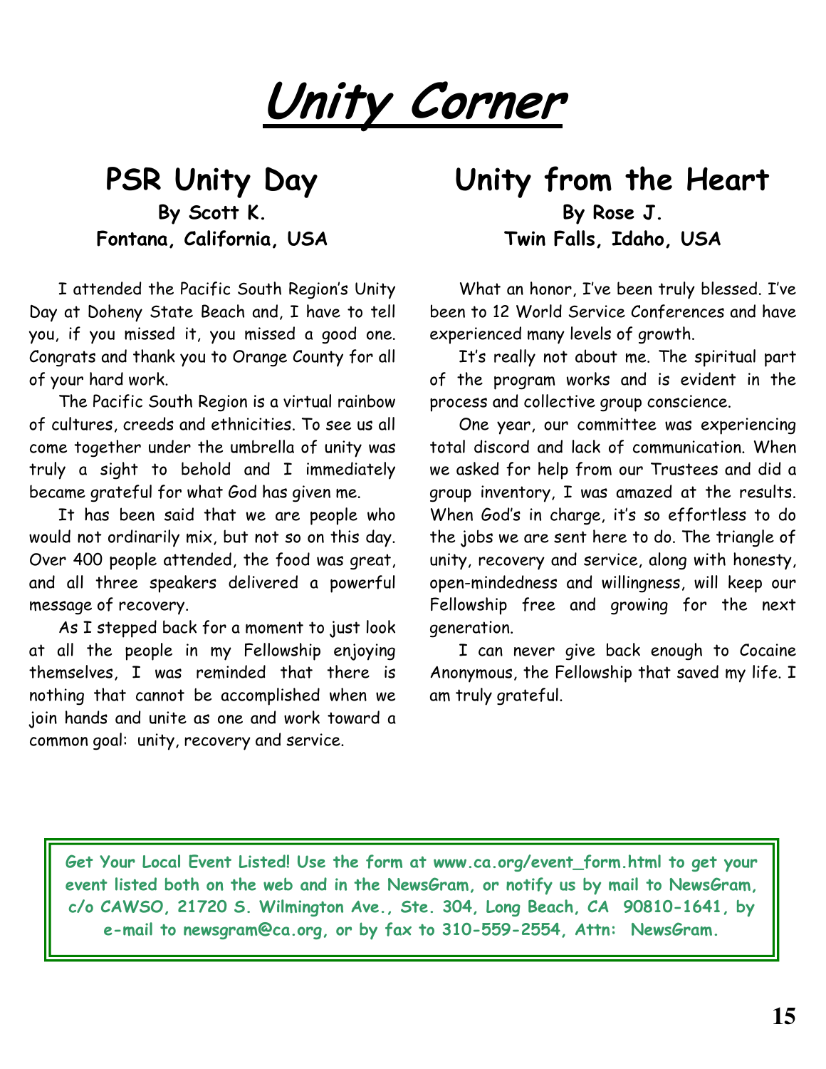# Unity Corner

## PSR Unity Day

**By Scott K.**
**Fontana, California, USA**

I attended the Pacific South Region's Unity Day at Doheny State Beach and, I have to tell you, if you missed it, you missed a good one. Congrats and thank you to Orange County for all of your hard work.

The Pacific South Region is a virtual rainbow of cultures, creeds and ethnicities. To see us all come together under the umbrella of unity was truly a sight to behold and I immediately became grateful for what God has given me.

It has been said that we are people who would not ordinarily mix, but not so on this day. Over 400 people attended, the food was great, and all three speakers delivered a powerful message of recovery.

As I stepped back for a moment to just look at all the people in my Fellowship enjoying themselves, I was reminded that there is nothing that cannot be accomplished when we join hands and unite as one and work toward a common goal: unity, recovery and service.

## Unity from the Heart

**By Rose J.**
**Twin Falls, Idaho, USA**

What an honor, I've been truly blessed. I've been to 12 World Service Conferences and have experienced many levels of growth.

It's really not about me. The spiritual part of the program works and is evident in the process and collective group conscience.

One year, our committee was experiencing total discord and lack of communication. When we asked for help from our Trustees and did a group inventory, I was amazed at the results. When God's in charge, it's so effortless to do the jobs we are sent here to do. The triangle of unity, recovery and service, along with honesty, open-mindedness and willingness, will keep our Fellowship free and growing for the next generation.

I can never give back enough to Cocaine Anonymous, the Fellowship that saved my life. I am truly grateful.

**Get Your Local Event Listed! Use the form at www.ca.org/event_form.html to get your event listed both on the web and in the NewsGram, or notify us by mail to NewsGram, c/o CAWSO, 21720 S. Wilmington Ave., Ste. 304, Long Beach, CA 90810-1641, by e-mail to newsgram@ca.org, or by fax to 310-559-2554, Attn: NewsGram.**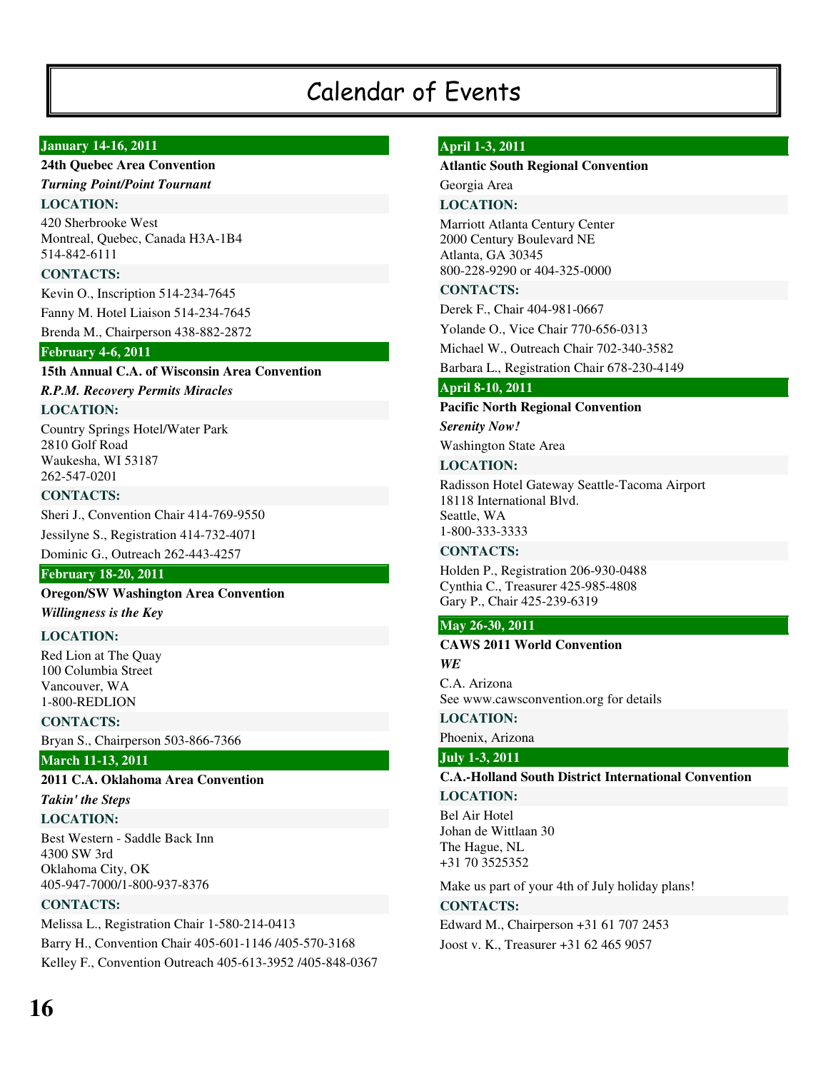# Calendar of Events

**January 14-16, 2011**

**24th Quebec Area Convention**

***Turning Point/Point Tournant***

**LOCATION:**

420 Sherbrooke West
Montreal, Quebec, Canada H3A-1B4
514-842-6111

**CONTACTS:**

Kevin O., Inscription 514-234-7645

Fanny M. Hotel Liaison 514-234-7645

Brenda M., Chairperson 438-882-2872

**February 4-6, 2011**

**15th Annual C.A. of Wisconsin Area Convention**

***R.P.M. Recovery Permits Miracles***

**LOCATION:**

Country Springs Hotel/Water Park
2810 Golf Road
Waukesha, WI 53187
262-547-0201

**CONTACTS:**

Sheri J., Convention Chair 414-769-9550

Jessilyne S., Registration 414-732-4071

Dominic G., Outreach 262-443-4257

**February 18-20, 2011**

**Oregon/SW Washington Area Convention**

***Willingness is the Key***

**LOCATION:**

Red Lion at The Quay
100 Columbia Street
Vancouver, WA
1-800-REDLION

**CONTACTS:**

Bryan S., Chairperson 503-866-7366

**March 11-13, 2011**

**2011 C.A. Oklahoma Area Convention**

***Takin' the Steps***

**LOCATION:**

Best Western - Saddle Back Inn
4300 SW 3rd
Oklahoma City, OK
405-947-7000/1-800-937-8376

**CONTACTS:**

Melissa L., Registration Chair 1-580-214-0413

Barry H., Convention Chair 405-601-1146 /405-570-3168

Kelley F., Convention Outreach 405-613-3952 /405-848-0367

**April 1-3, 2011**

**Atlantic South Regional Convention**

Georgia Area

**LOCATION:**

Marriott Atlanta Century Center
2000 Century Boulevard NE
Atlanta, GA 30345
800-228-9290 or 404-325-0000

**CONTACTS:**

Derek F., Chair 404-981-0667

Yolande O., Vice Chair 770-656-0313

Michael W., Outreach Chair 702-340-3582

Barbara L., Registration Chair 678-230-4149

**April 8-10, 2011**

**Pacific North Regional Convention**

***Serenity Now!***

Washington State Area

**LOCATION:**

Radisson Hotel Gateway Seattle-Tacoma Airport
18118 International Blvd.
Seattle, WA
1-800-333-3333

**CONTACTS:**

Holden P., Registration 206-930-0488
Cynthia C., Treasurer 425-985-4808
Gary P., Chair 425-239-6319

**May 26-30, 2011**

**CAWS 2011 World Convention**

***WE***

C.A. Arizona
See www.cawsconvention.org for details

**LOCATION:**

Phoenix, Arizona

**July 1-3, 2011**

**C.A.-Holland South District International Convention**

**LOCATION:**

Bel Air Hotel
Johan de Wittlaan 30
The Hague, NL
+31 70 3525352

Make us part of your 4th of July holiday plans!

**CONTACTS:**

Edward M., Chairperson +31 61 707 2453

Joost v. K., Treasurer +31 62 465 9057